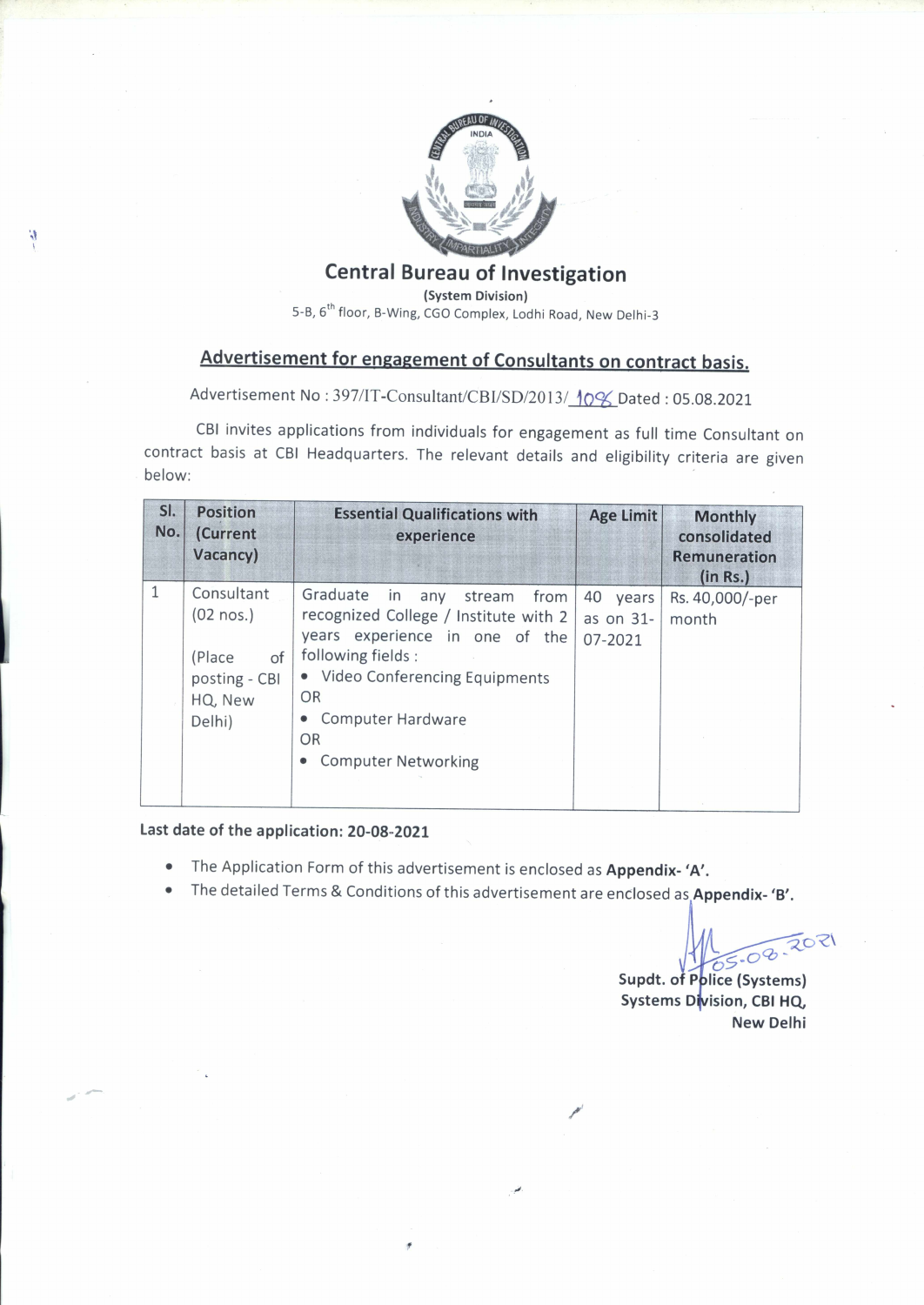# Central Bureau of Investigation

**(System Division)**

5-B, 6th floor, B-Wing, CGO Complex, Lodhi Road, New Delhi-3

## Advertisement for engagement of Consultants on contract basis.

Advertisement No : 397/IT-Consultant/CBI/SD/2013/ 108 Dated : 05.08.2021

CBI invites applications from individuals for engagement as full time Consultant on contract basis at CBI Headquarters. The relevant details and eligibility criteria are given below:

| Sl. No. | Position (Current Vacancy) | Essential Qualifications with experience | Age Limit | Monthly consolidated Remuneration (in Rs.) |
|---|---|---|---|---|
| 1 | Consultant (02 nos.)<br><br>(Place of posting - CBI HQ, New Delhi) | Graduate in any stream from recognized College / Institute with 2 years experience in one of the following fields :<br>• Video Conferencing Equipments<br>OR<br>• Computer Hardware<br>OR<br>• Computer Networking | 40 years as on 31-07-2021 | Rs. 40,000/-per month |

**Last date of the application: 20-08-2021**

- The Application Form of this advertisement is enclosed as **Appendix- 'A'.**
- The detailed Terms & Conditions of this advertisement are enclosed as **Appendix- 'B'.**

05-08-2021

**Supdt. of Police (Systems)**
**Systems Division, CBI HQ,**
**New Delhi**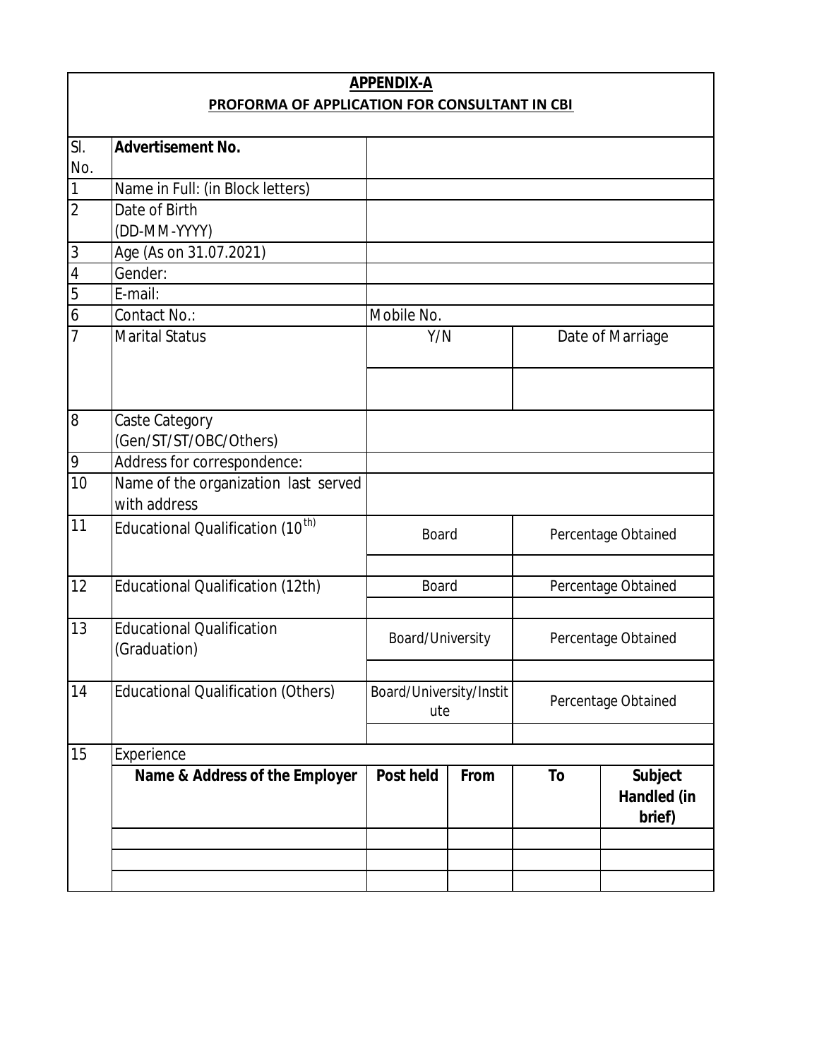**APPENDIX-A**

**PROFORMA OF APPLICATION FOR CONSULTANT IN CBI**

| Sl. No. | **Advertisement No.** | | | | |
|---|---|---|---|---|---|
| 1 | Name in Full: (in Block letters) | | | | |
| 2 | Date of Birth (DD-MM-YYYY) | | | | |
| 3 | Age (As on 31.07.2021) | | | | |
| 4 | Gender: | | | | |
| 5 | E-mail: | | | | |
| 6 | Contact No.: | Mobile No. | | | |
| 7 | Marital Status | Y/N | | Date of Marriage | |
| | | | | | |
| 8 | Caste Category (Gen/ST/ST/OBC/Others) | | | | |
| 9 | Address for correspondence: | | | | |
| 10 | Name of the organization last served with address | | | | |
| 11 | Educational Qualification (10th) | Board | | Percentage Obtained | |
| | | | | | |
| 12 | Educational Qualification (12th) | Board | | Percentage Obtained | |
| | | | | | |
| 13 | Educational Qualification (Graduation) | Board/University | | Percentage Obtained | |
| | | | | | |
| 14 | Educational Qualification (Others) | Board/University/Institute | | Percentage Obtained | |
| | | | | | |
| 15 | Experience | | | | |
| | **Name & Address of the Employer** | **Post held** | **From** | **To** | **Subject Handled (in brief)** |
| | | | | | |
| | | | | | |
| | | | | | |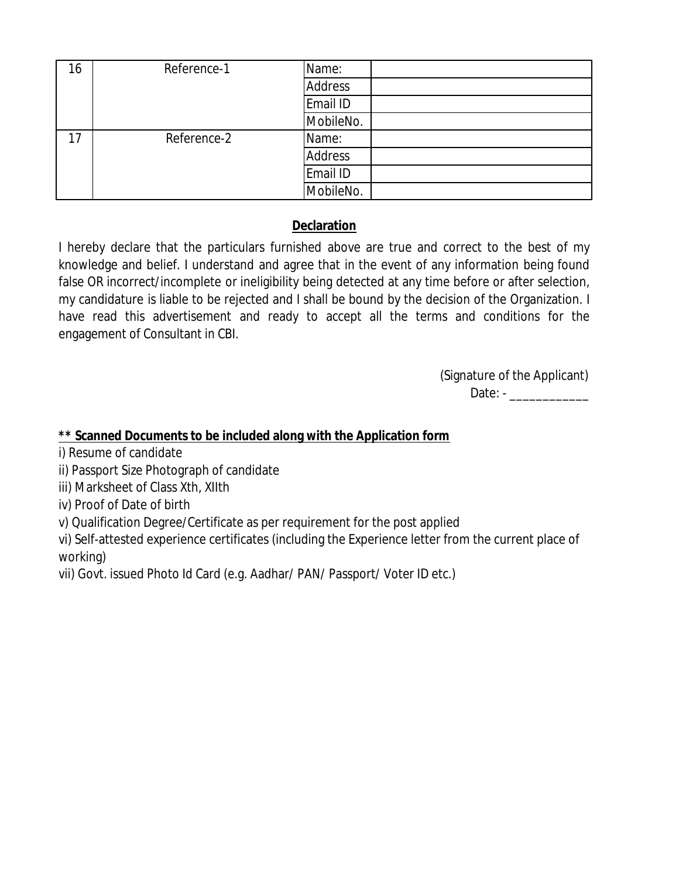| 16 | Reference-1 | Name: | |
|---|---|---|---|
| | | Address | |
| | | Email ID | |
| | | MobileNo. | |
| 17 | Reference-2 | Name: | |
| | | Address | |
| | | Email ID | |
| | | MobileNo. | |

## Declaration

I hereby declare that the particulars furnished above are true and correct to the best of my knowledge and belief. I understand and agree that in the event of any information being found false OR incorrect/incomplete or ineligibility being detected at any time before or after selection, my candidature is liable to be rejected and I shall be bound by the decision of the Organization. I have read this advertisement and ready to accept all the terms and conditions for the engagement of Consultant in CBI.

(Signature of the Applicant)

Date: - ____________

**** Scanned Documents to be included along with the Application form**

i) Resume of candidate

ii) Passport Size Photograph of candidate

iii) Marksheet of Class Xth, XIIth

iv) Proof of Date of birth

v) Qualification Degree/Certificate as per requirement for the post applied

vi) Self-attested experience certificates (including the Experience letter from the current place of working)

vii) Govt. issued Photo Id Card (e.g. Aadhar/ PAN/ Passport/ Voter ID etc.)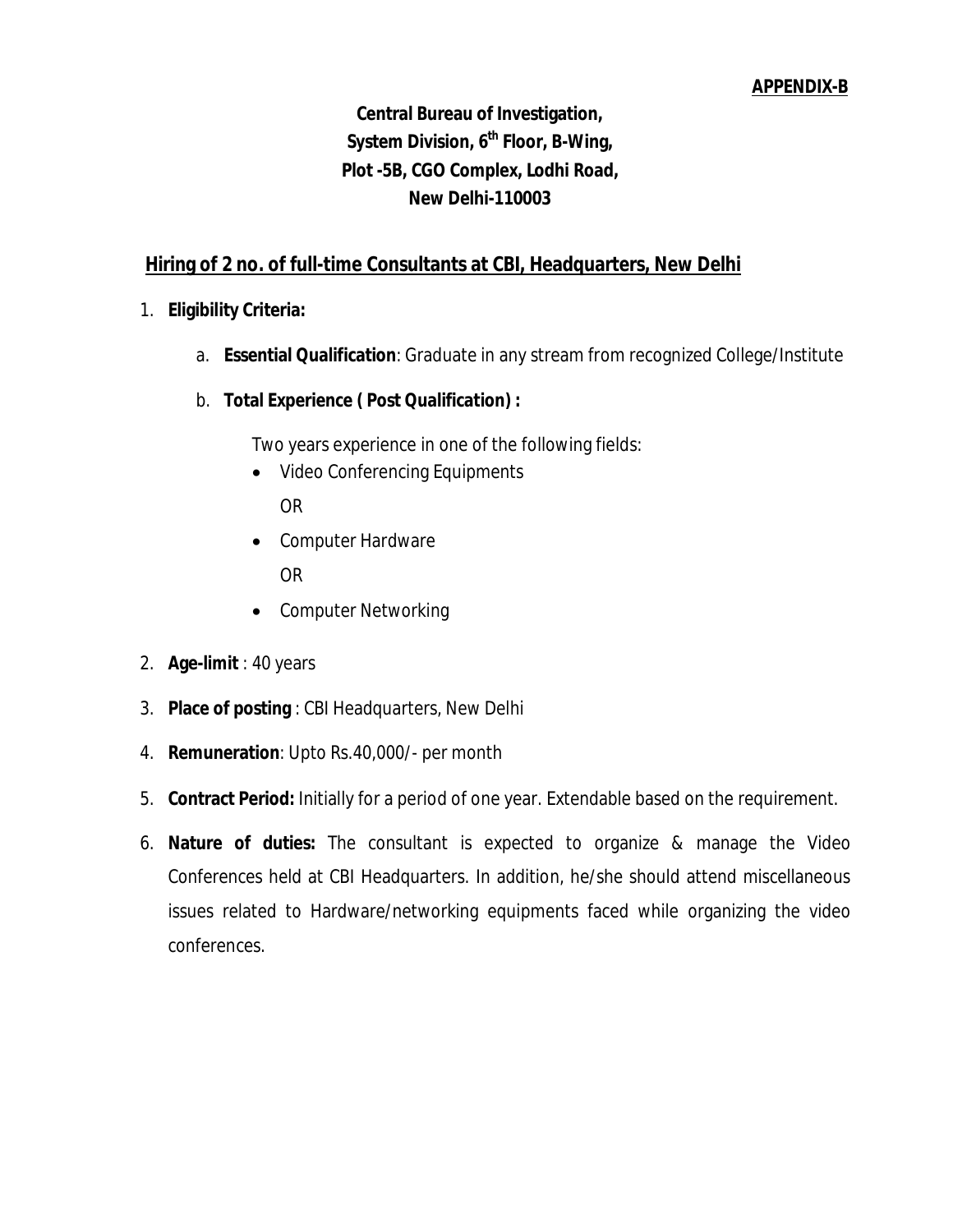**APPENDIX-B**

**Central Bureau of Investigation,**
**System Division, 6th Floor, B-Wing,**
**Plot -5B, CGO Complex, Lodhi Road,**
**New Delhi-110003**

## Hiring of 2 no. of full-time Consultants at CBI, Headquarters, New Delhi

1. **Eligibility Criteria:**

    a. **Essential Qualification**: Graduate in any stream from recognized College/Institute

    b. **Total Experience ( Post Qualification) :**

    Two years experience in one of the following fields:

    - Video Conferencing Equipments

      OR

    - Computer Hardware

      OR

    - Computer Networking

2. **Age-limit** : 40 years

3. **Place of posting** : CBI Headquarters, New Delhi

4. **Remuneration**: Upto Rs.40,000/- per month

5. **Contract Period:** Initially for a period of one year. Extendable based on the requirement.

6. **Nature of duties:** The consultant is expected to organize & manage the Video Conferences held at CBI Headquarters. In addition, he/she should attend miscellaneous issues related to Hardware/networking equipments faced while organizing the video conferences.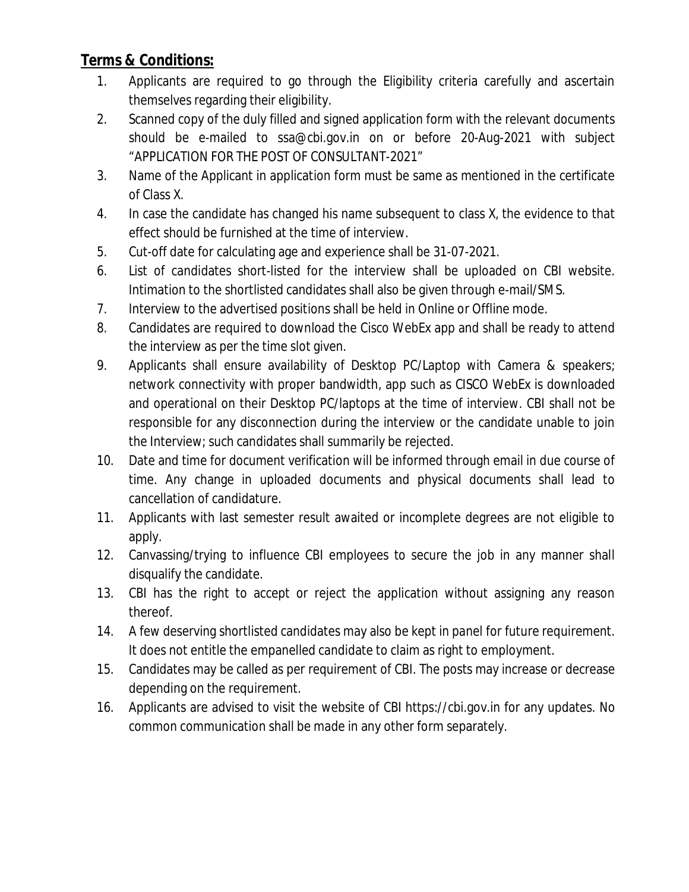**Terms & Conditions:**

1. Applicants are required to go through the Eligibility criteria carefully and ascertain themselves regarding their eligibility.
2. Scanned copy of the duly filled and signed application form with the relevant documents should be e-mailed to ssa@cbi.gov.in on or before 20-Aug-2021 with subject "APPLICATION FOR THE POST OF CONSULTANT-2021"
3. Name of the Applicant in application form must be same as mentioned in the certificate of Class X.
4. In case the candidate has changed his name subsequent to class X, the evidence to that effect should be furnished at the time of interview.
5. Cut-off date for calculating age and experience shall be 31-07-2021.
6. List of candidates short-listed for the interview shall be uploaded on CBI website. Intimation to the shortlisted candidates shall also be given through e-mail/SMS.
7. Interview to the advertised positions shall be held in Online or Offline mode.
8. Candidates are required to download the Cisco WebEx app and shall be ready to attend the interview as per the time slot given.
9. Applicants shall ensure availability of Desktop PC/Laptop with Camera & speakers; network connectivity with proper bandwidth, app such as CISCO WebEx is downloaded and operational on their Desktop PC/laptops at the time of interview. CBI shall not be responsible for any disconnection during the interview or the candidate unable to join the Interview; such candidates shall summarily be rejected.
10. Date and time for document verification will be informed through email in due course of time. Any change in uploaded documents and physical documents shall lead to cancellation of candidature.
11. Applicants with last semester result awaited or incomplete degrees are not eligible to apply.
12. Canvassing/trying to influence CBI employees to secure the job in any manner shall disqualify the candidate.
13. CBI has the right to accept or reject the application without assigning any reason thereof.
14. A few deserving shortlisted candidates may also be kept in panel for future requirement. It does not entitle the empanelled candidate to claim as right to employment.
15. Candidates may be called as per requirement of CBI. The posts may increase or decrease depending on the requirement.
16. Applicants are advised to visit the website of CBI https://cbi.gov.in for any updates. No common communication shall be made in any other form separately.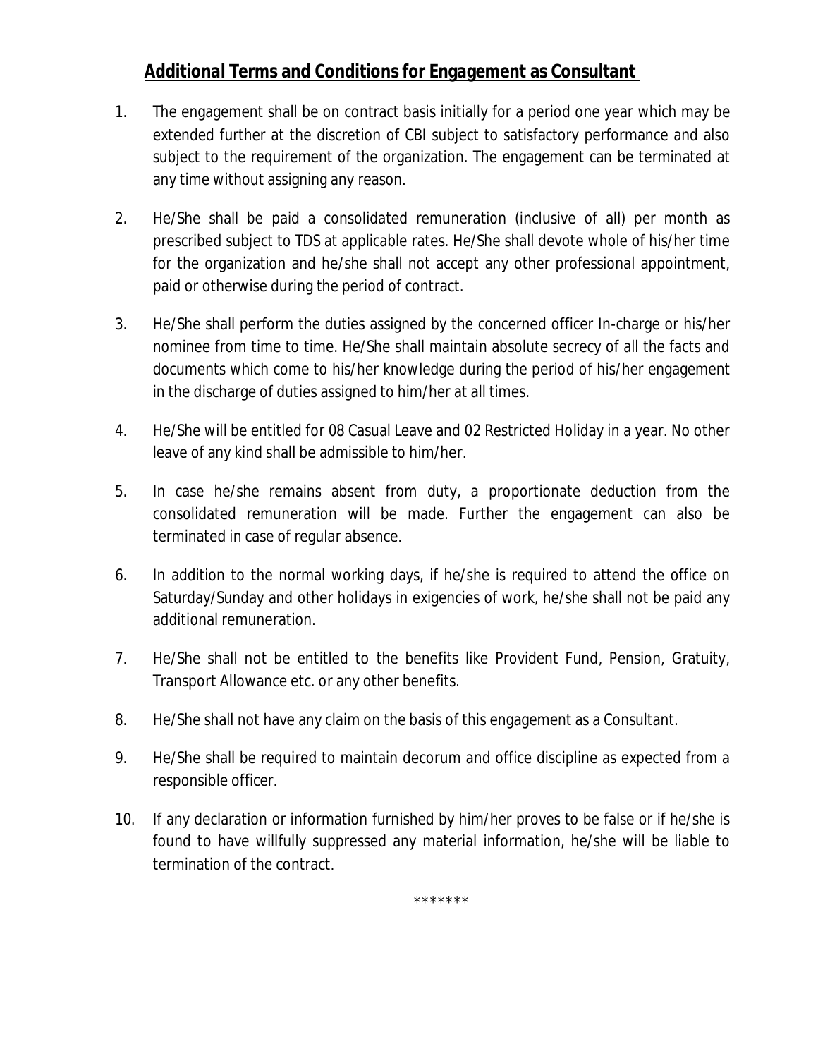## Additional Terms and Conditions for Engagement as Consultant

1. The engagement shall be on contract basis initially for a period one year which may be extended further at the discretion of CBI subject to satisfactory performance and also subject to the requirement of the organization. The engagement can be terminated at any time without assigning any reason.

2. He/She shall be paid a consolidated remuneration (inclusive of all) per month as prescribed subject to TDS at applicable rates. He/She shall devote whole of his/her time for the organization and he/she shall not accept any other professional appointment, paid or otherwise during the period of contract.

3. He/She shall perform the duties assigned by the concerned officer In-charge or his/her nominee from time to time. He/She shall maintain absolute secrecy of all the facts and documents which come to his/her knowledge during the period of his/her engagement in the discharge of duties assigned to him/her at all times.

4. He/She will be entitled for 08 Casual Leave and 02 Restricted Holiday in a year. No other leave of any kind shall be admissible to him/her.

5. In case he/she remains absent from duty, a proportionate deduction from the consolidated remuneration will be made. Further the engagement can also be terminated in case of regular absence.

6. In addition to the normal working days, if he/she is required to attend the office on Saturday/Sunday and other holidays in exigencies of work, he/she shall not be paid any additional remuneration.

7. He/She shall not be entitled to the benefits like Provident Fund, Pension, Gratuity, Transport Allowance etc. or any other benefits.

8. He/She shall not have any claim on the basis of this engagement as a Consultant.

9. He/She shall be required to maintain decorum and office discipline as expected from a responsible officer.

10. If any declaration or information furnished by him/her proves to be false or if he/she is found to have willfully suppressed any material information, he/she will be liable to termination of the contract.

*******